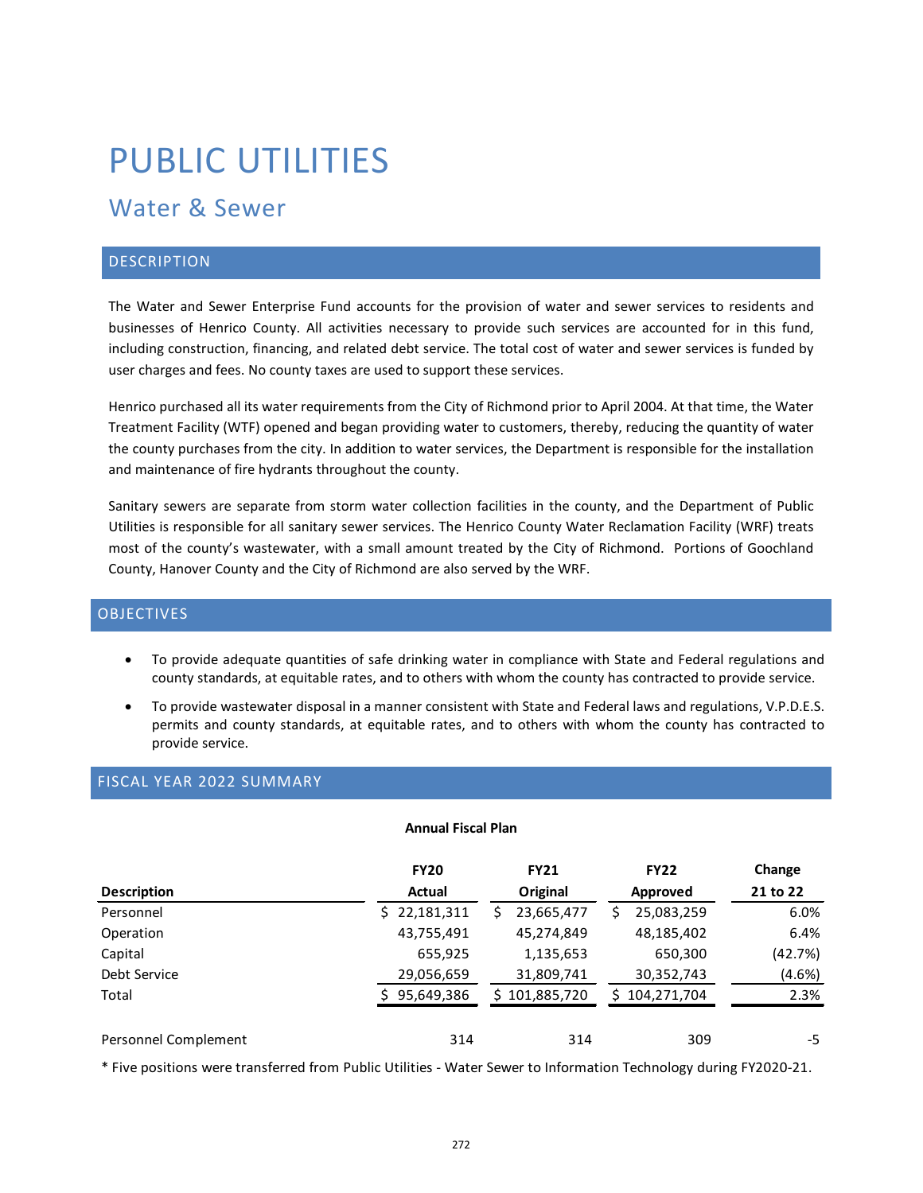# PUBLIC UTILITIES

## Water & Sewer

### DESCRIPTION

The Water and Sewer Enterprise Fund accounts for the provision of water and sewer services to residents and businesses of Henrico County. All activities necessary to provide such services are accounted for in this fund, including construction, financing, and related debt service. The total cost of water and sewer services is funded by user charges and fees. No county taxes are used to support these services.

Henrico purchased all its water requirements from the City of Richmond prior to April 2004. At that time, the Water Treatment Facility (WTF) opened and began providing water to customers, thereby, reducing the quantity of water the county purchases from the city. In addition to water services, the Department is responsible for the installation and maintenance of fire hydrants throughout the county.

Sanitary sewers are separate from storm water collection facilities in the county, and the Department of Public Utilities is responsible for all sanitary sewer services. The Henrico County Water Reclamation Facility (WRF) treats most of the county's wastewater, with a small amount treated by the City of Richmond. Portions of Goochland County, Hanover County and the City of Richmond are also served by the WRF.

### OBJECTIVES

- To provide adequate quantities of safe drinking water in compliance with State and Federal regulations and county standards, at equitable rates, and to others with whom the county has contracted to provide service.
- To provide wastewater disposal in a manner consistent with State and Federal laws and regulations, V.P.D.E.S. permits and county standards, at equitable rates, and to others with whom the county has contracted to provide service.

### FISCAL YEAR 2022 SUMMARY

**Annual Fiscal Plan**

| Description | FY20 Actual | FY21 Original | FY22 Approved | Change 21 to 22 |
|---|---|---|---|---|
| Personnel | $ 22,181,311 | $ 23,665,477 | $ 25,083,259 | 6.0% |
| Operation | 43,755,491 | 45,274,849 | 48,185,402 | 6.4% |
| Capital | 655,925 | 1,135,653 | 650,300 | (42.7%) |
| Debt Service | 29,056,659 | 31,809,741 | 30,352,743 | (4.6%) |
| Total | $ 95,649,386 | $ 101,885,720 | $ 104,271,704 | 2.3% |
| | | | | |
| Personnel Complement | 314 | 314 | 309 | -5 |

* Five positions were transferred from Public Utilities - Water Sewer to Information Technology during FY2020-21.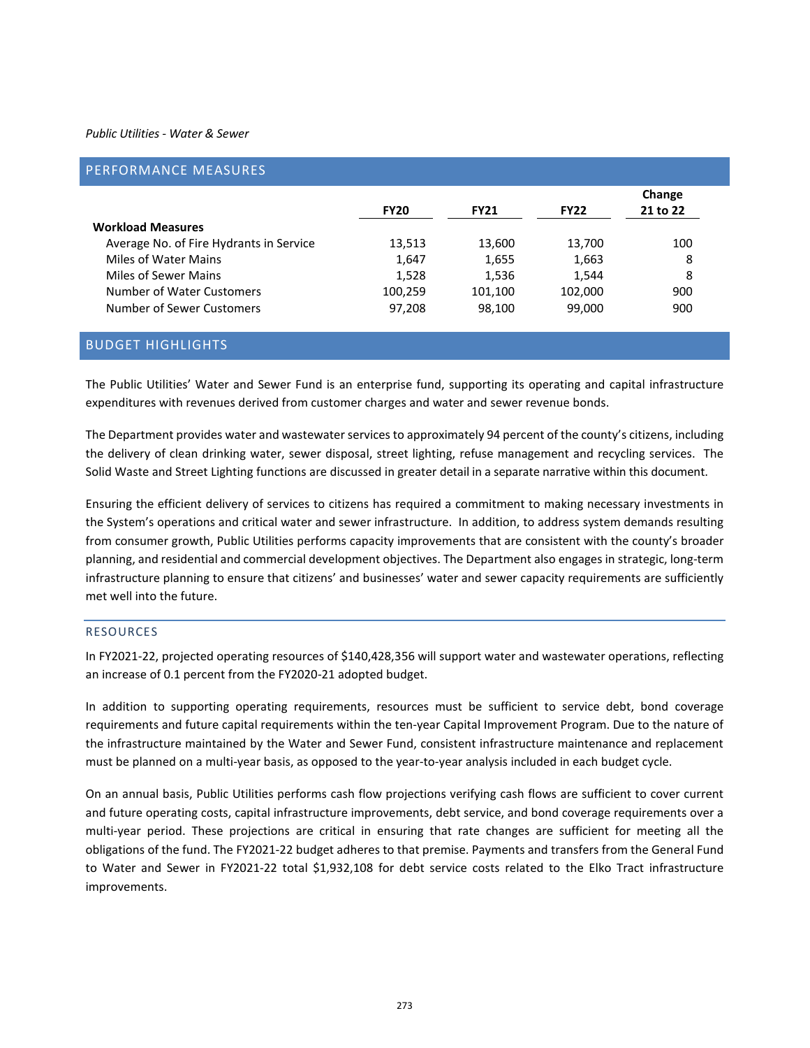*Public Utilities - Water & Sewer*

## PERFORMANCE MEASURES

| | FY20 | FY21 | FY22 | Change 21 to 22 |
|---|---|---|---|---|
| **Workload Measures** | | | | |
| Average No. of Fire Hydrants in Service | 13,513 | 13,600 | 13,700 | 100 |
| Miles of Water Mains | 1,647 | 1,655 | 1,663 | 8 |
| Miles of Sewer Mains | 1,528 | 1,536 | 1,544 | 8 |
| Number of Water Customers | 100,259 | 101,100 | 102,000 | 900 |
| Number of Sewer Customers | 97,208 | 98,100 | 99,000 | 900 |

## BUDGET HIGHLIGHTS

The Public Utilities' Water and Sewer Fund is an enterprise fund, supporting its operating and capital infrastructure expenditures with revenues derived from customer charges and water and sewer revenue bonds.

The Department provides water and wastewater services to approximately 94 percent of the county's citizens, including the delivery of clean drinking water, sewer disposal, street lighting, refuse management and recycling services. The Solid Waste and Street Lighting functions are discussed in greater detail in a separate narrative within this document.

Ensuring the efficient delivery of services to citizens has required a commitment to making necessary investments in the System's operations and critical water and sewer infrastructure. In addition, to address system demands resulting from consumer growth, Public Utilities performs capacity improvements that are consistent with the county's broader planning, and residential and commercial development objectives. The Department also engages in strategic, long-term infrastructure planning to ensure that citizens' and businesses' water and sewer capacity requirements are sufficiently met well into the future.

### RESOURCES

In FY2021-22, projected operating resources of $140,428,356 will support water and wastewater operations, reflecting an increase of 0.1 percent from the FY2020-21 adopted budget.

In addition to supporting operating requirements, resources must be sufficient to service debt, bond coverage requirements and future capital requirements within the ten-year Capital Improvement Program. Due to the nature of the infrastructure maintained by the Water and Sewer Fund, consistent infrastructure maintenance and replacement must be planned on a multi-year basis, as opposed to the year-to-year analysis included in each budget cycle.

On an annual basis, Public Utilities performs cash flow projections verifying cash flows are sufficient to cover current and future operating costs, capital infrastructure improvements, debt service, and bond coverage requirements over a multi-year period. These projections are critical in ensuring that rate changes are sufficient for meeting all the obligations of the fund. The FY2021-22 budget adheres to that premise. Payments and transfers from the General Fund to Water and Sewer in FY2021-22 total $1,932,108 for debt service costs related to the Elko Tract infrastructure improvements.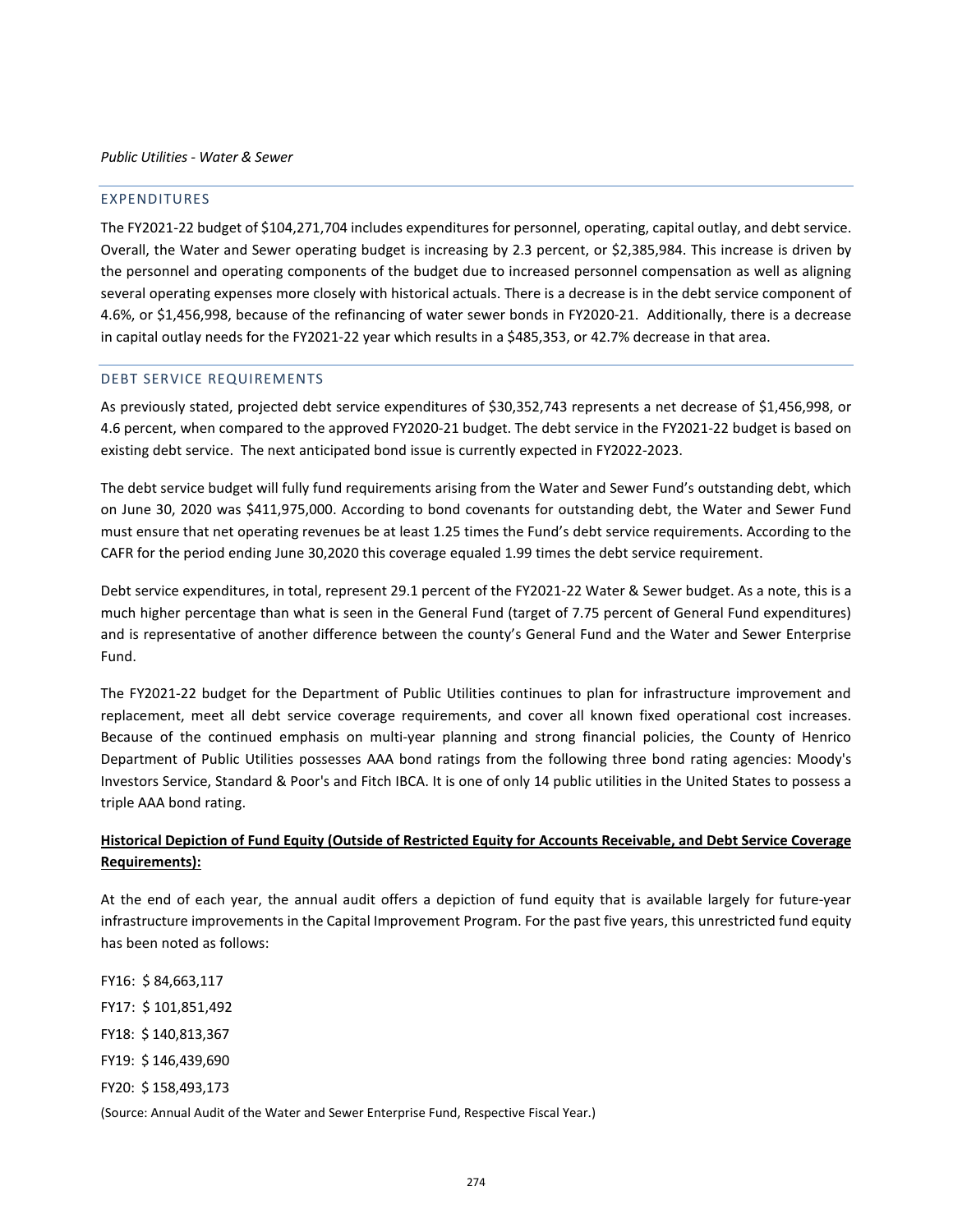*Public Utilities - Water & Sewer*

## EXPENDITURES

The FY2021-22 budget of $104,271,704 includes expenditures for personnel, operating, capital outlay, and debt service. Overall, the Water and Sewer operating budget is increasing by 2.3 percent, or $2,385,984. This increase is driven by the personnel and operating components of the budget due to increased personnel compensation as well as aligning several operating expenses more closely with historical actuals. There is a decrease is in the debt service component of 4.6%, or $1,456,998, because of the refinancing of water sewer bonds in FY2020-21. Additionally, there is a decrease in capital outlay needs for the FY2021-22 year which results in a $485,353, or 42.7% decrease in that area.

## DEBT SERVICE REQUIREMENTS

As previously stated, projected debt service expenditures of $30,352,743 represents a net decrease of $1,456,998, or 4.6 percent, when compared to the approved FY2020-21 budget. The debt service in the FY2021-22 budget is based on existing debt service. The next anticipated bond issue is currently expected in FY2022-2023.

The debt service budget will fully fund requirements arising from the Water and Sewer Fund's outstanding debt, which on June 30, 2020 was $411,975,000. According to bond covenants for outstanding debt, the Water and Sewer Fund must ensure that net operating revenues be at least 1.25 times the Fund's debt service requirements. According to the CAFR for the period ending June 30,2020 this coverage equaled 1.99 times the debt service requirement.

Debt service expenditures, in total, represent 29.1 percent of the FY2021-22 Water & Sewer budget. As a note, this is a much higher percentage than what is seen in the General Fund (target of 7.75 percent of General Fund expenditures) and is representative of another difference between the county's General Fund and the Water and Sewer Enterprise Fund.

The FY2021-22 budget for the Department of Public Utilities continues to plan for infrastructure improvement and replacement, meet all debt service coverage requirements, and cover all known fixed operational cost increases. Because of the continued emphasis on multi-year planning and strong financial policies, the County of Henrico Department of Public Utilities possesses AAA bond ratings from the following three bond rating agencies: Moody's Investors Service, Standard & Poor's and Fitch IBCA. It is one of only 14 public utilities in the United States to possess a triple AAA bond rating.

**Historical Depiction of Fund Equity (Outside of Restricted Equity for Accounts Receivable, and Debt Service Coverage Requirements):**

At the end of each year, the annual audit offers a depiction of fund equity that is available largely for future-year infrastructure improvements in the Capital Improvement Program. For the past five years, this unrestricted fund equity has been noted as follows:

FY16: $ 84,663,117

FY17: $ 101,851,492

FY18: $ 140,813,367

FY19: $ 146,439,690

FY20: $ 158,493,173

(Source: Annual Audit of the Water and Sewer Enterprise Fund, Respective Fiscal Year.)